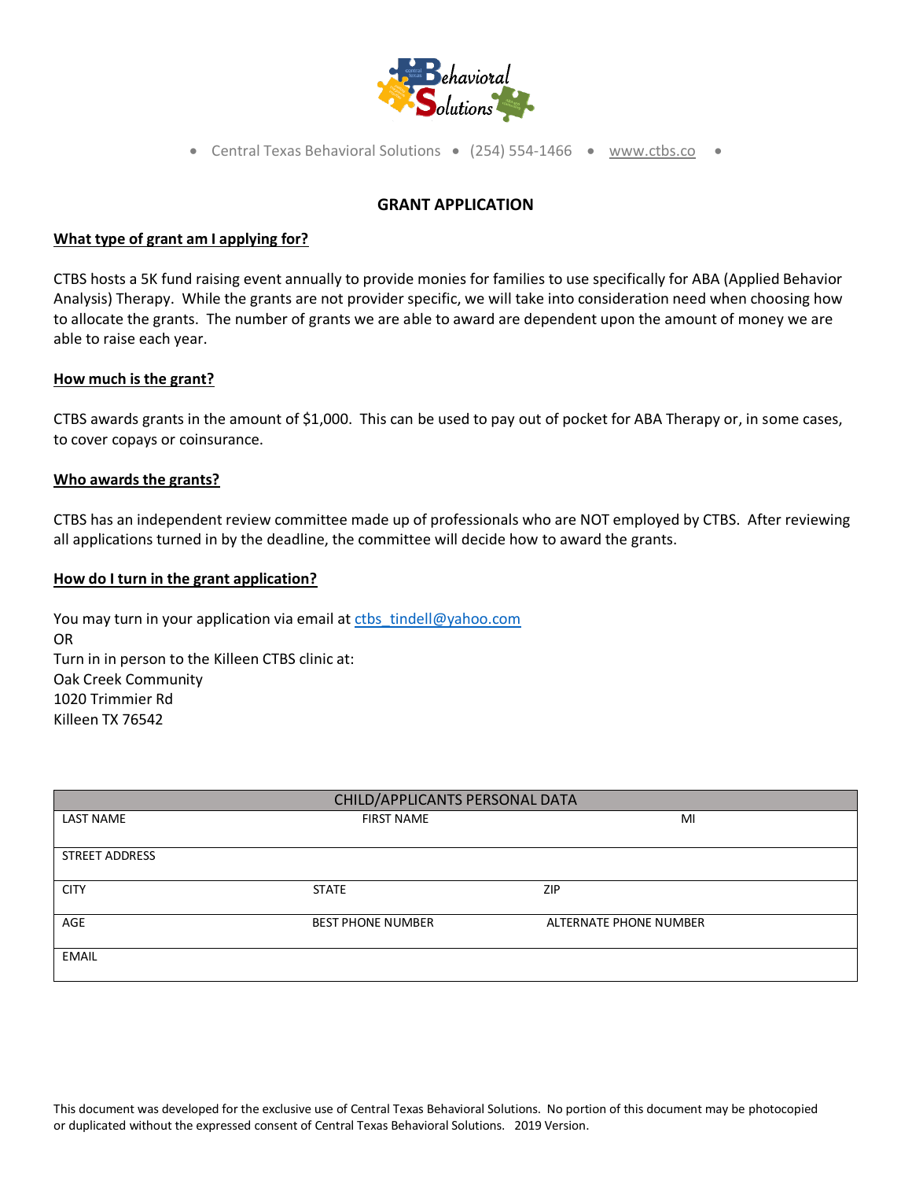- Central Texas Behavioral Solutions • (254) 554-1466 • www.ctbs.co •

# GRANT APPLICATION

**What type of grant am I applying for?**

CTBS hosts a 5K fund raising event annually to provide monies for families to use specifically for ABA (Applied Behavior Analysis) Therapy. While the grants are not provider specific, we will take into consideration need when choosing how to allocate the grants. The number of grants we are able to award are dependent upon the amount of money we are able to raise each year.

**How much is the grant?**

CTBS awards grants in the amount of $1,000. This can be used to pay out of pocket for ABA Therapy or, in some cases, to cover copays or coinsurance.

**Who awards the grants?**

CTBS has an independent review committee made up of professionals who are NOT employed by CTBS. After reviewing all applications turned in by the deadline, the committee will decide how to award the grants.

**How do I turn in the grant application?**

You may turn in your application via email at ctbs_tindell@yahoo.com
OR
Turn in in person to the Killeen CTBS clinic at:
Oak Creek Community
1020 Trimmier Rd
Killeen TX 76542

| CHILD/APPLICANTS PERSONAL DATA | | |
|---|---|---|
| LAST NAME | FIRST NAME | MI |
| STREET ADDRESS | | |
| CITY | STATE | ZIP |
| AGE | BEST PHONE NUMBER | ALTERNATE PHONE NUMBER |
| EMAIL | | |

This document was developed for the exclusive use of Central Texas Behavioral Solutions. No portion of this document may be photocopied or duplicated without the expressed consent of Central Texas Behavioral Solutions. 2019 Version.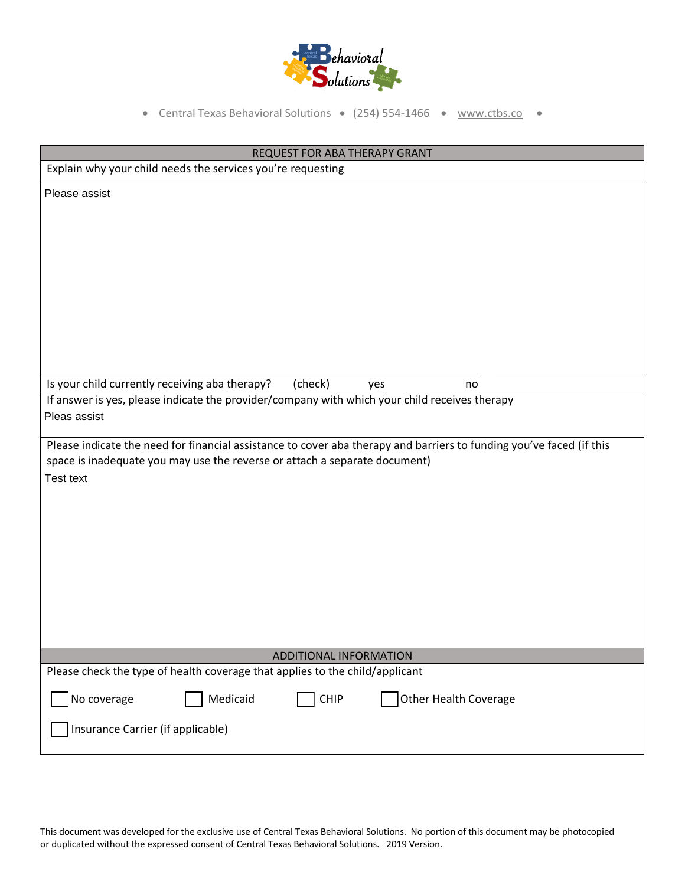• Central Texas Behavioral Solutions • (254) 554-1466 • www.ctbs.co •

## REQUEST FOR ABA THERAPY GRANT

Explain why your child needs the services you're requesting

Please assist

Is your child currently receiving aba therapy? (check) yes ________ no ________

If answer is yes, please indicate the provider/company with which your child receives therapy

Pleas assist

Please indicate the need for financial assistance to cover aba therapy and barriers to funding you've faced (if this space is inadequate you may use the reverse or attach a separate document)

Test text

## ADDITIONAL INFORMATION

Please check the type of health coverage that applies to the child/applicant

☐ No coverage ☐ Medicaid ☐ CHIP ☐ Other Health Coverage

☐ Insurance Carrier (if applicable)

This document was developed for the exclusive use of Central Texas Behavioral Solutions. No portion of this document may be photocopied or duplicated without the expressed consent of Central Texas Behavioral Solutions. 2019 Version.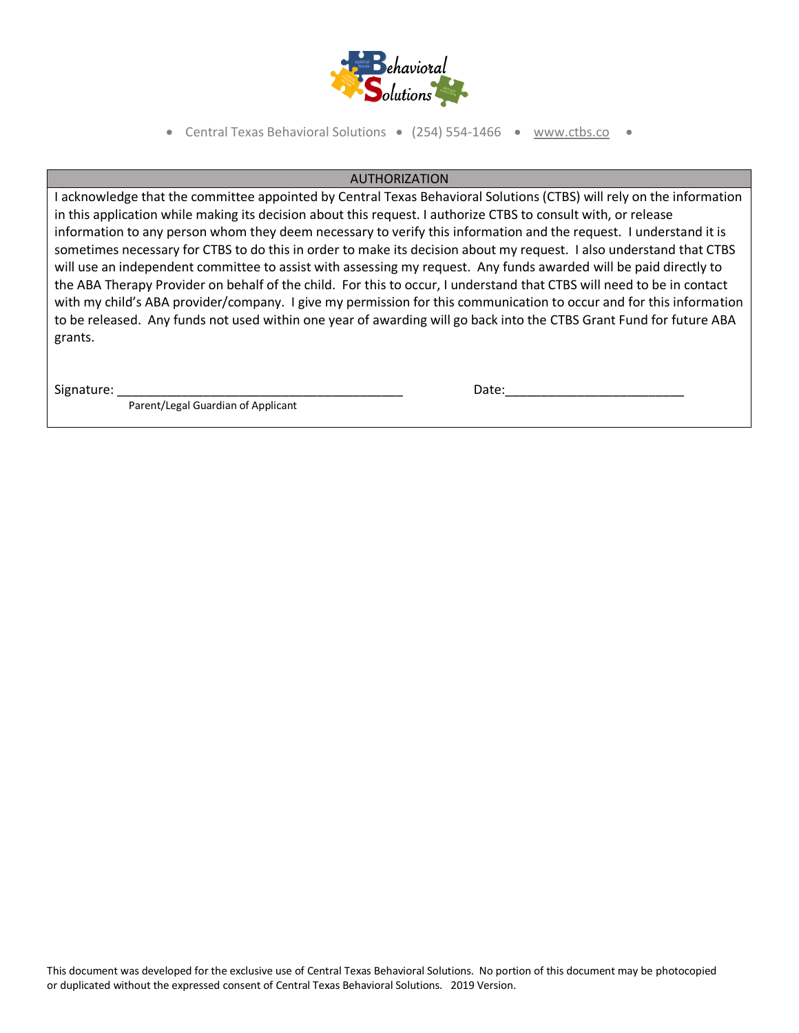• Central Texas Behavioral Solutions • (254) 554-1466 • www.ctbs.co •

| AUTHORIZATION |
|---|
| I acknowledge that the committee appointed by Central Texas Behavioral Solutions (CTBS) will rely on the information in this application while making its decision about this request. I authorize CTBS to consult with, or release information to any person whom they deem necessary to verify this information and the request. I understand it is sometimes necessary for CTBS to do this in order to make its decision about my request. I also understand that CTBS will use an independent committee to assist with assessing my request. Any funds awarded will be paid directly to the ABA Therapy Provider on behalf of the child. For this to occur, I understand that CTBS will need to be in contact with my child's ABA provider/company. I give my permission for this communication to occur and for this information to be released. Any funds not used within one year of awarding will go back into the CTBS Grant Fund for future ABA grants. |
| Signature: ________________________________________ Date:_________________________<br>Parent/Legal Guardian of Applicant |

This document was developed for the exclusive use of Central Texas Behavioral Solutions. No portion of this document may be photocopied or duplicated without the expressed consent of Central Texas Behavioral Solutions. 2019 Version.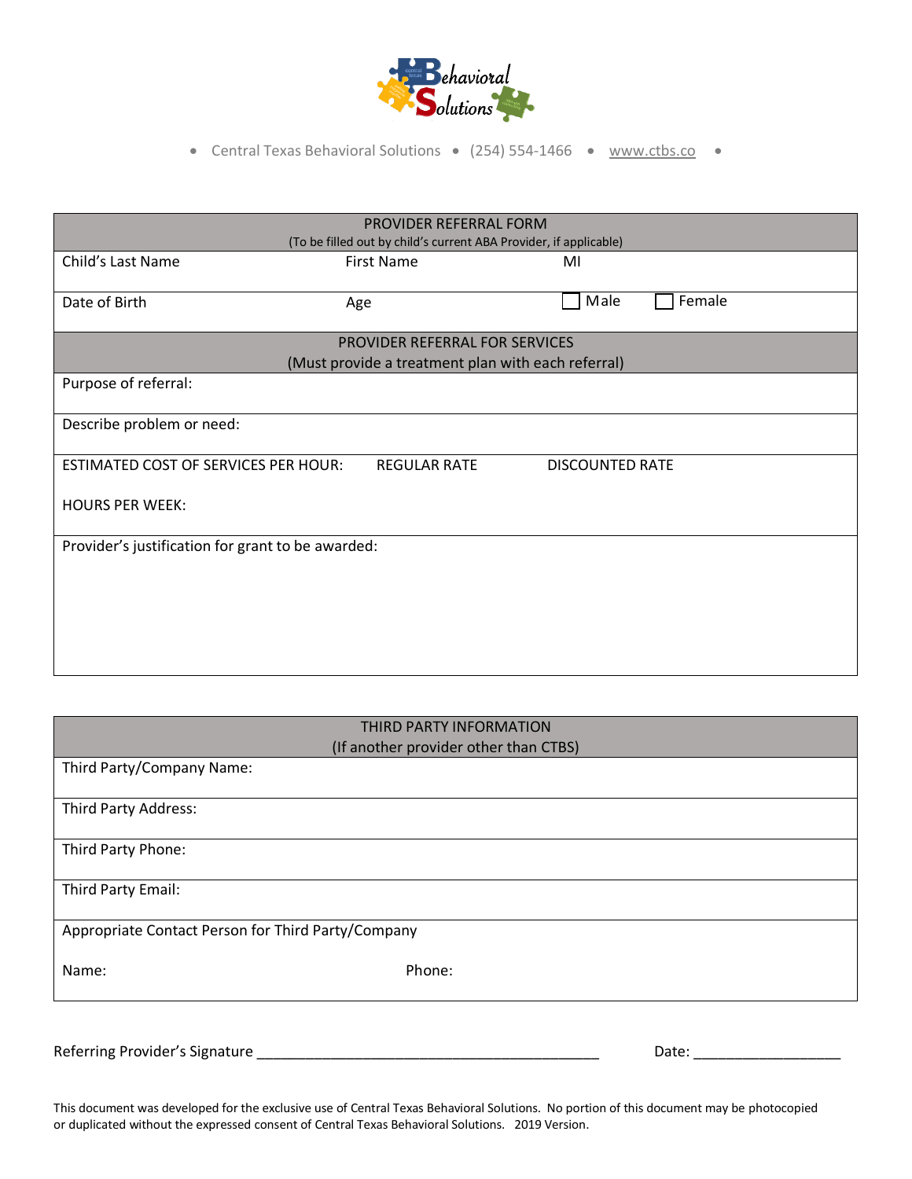• Central Texas Behavioral Solutions • (254) 554-1466 • www.ctbs.co •

| PROVIDER REFERRAL FORM (To be filled out by child's current ABA Provider, if applicable) | | | |
|---|---|---|---|
| Child's Last Name | First Name | MI | |
| Date of Birth | Age | ☐ Male | ☐ Female |

| PROVIDER REFERRAL FOR SERVICES (Must provide a treatment plan with each referral) | | |
|---|---|---|
| Purpose of referral: | | |
| Describe problem or need: | | |
| ESTIMATED COST OF SERVICES PER HOUR: | REGULAR RATE | DISCOUNTED RATE |
| HOURS PER WEEK: | | |
| Provider's justification for grant to be awarded: | | |

| THIRD PARTY INFORMATION (If another provider other than CTBS) | |
|---|---|
| Third Party/Company Name: | |
| Third Party Address: | |
| Third Party Phone: | |
| Third Party Email: | |
| Appropriate Contact Person for Third Party/Company | |
| Name: | Phone: |

Referring Provider's Signature ___________________________________________ Date: __________________

This document was developed for the exclusive use of Central Texas Behavioral Solutions. No portion of this document may be photocopied or duplicated without the expressed consent of Central Texas Behavioral Solutions. 2019 Version.